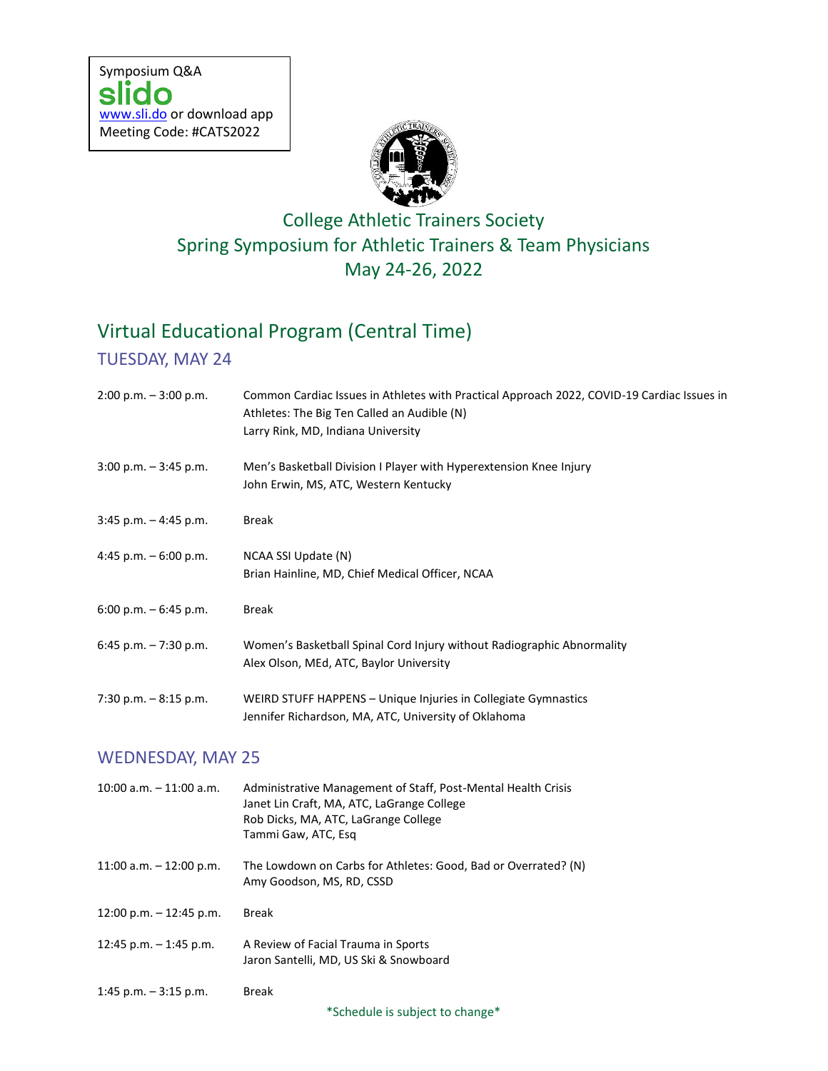Symposium Q&A
slido
www.sli.do or download app
Meeting Code: #CATS2022

# College Athletic Trainers Society
# Spring Symposium for Athletic Trainers & Team Physicians
# May 24-26, 2022

## Virtual Educational Program (Central Time)

### TUESDAY, MAY 24

| | |
|---|---|
| 2:00 p.m. – 3:00 p.m. | Common Cardiac Issues in Athletes with Practical Approach 2022, COVID-19 Cardiac Issues in Athletes: The Big Ten Called an Audible (N)<br>Larry Rink, MD, Indiana University |
| 3:00 p.m. – 3:45 p.m. | Men's Basketball Division I Player with Hyperextension Knee Injury<br>John Erwin, MS, ATC, Western Kentucky |
| 3:45 p.m. – 4:45 p.m. | Break |
| 4:45 p.m. – 6:00 p.m. | NCAA SSI Update (N)<br>Brian Hainline, MD, Chief Medical Officer, NCAA |
| 6:00 p.m. – 6:45 p.m. | Break |
| 6:45 p.m. – 7:30 p.m. | Women's Basketball Spinal Cord Injury without Radiographic Abnormality<br>Alex Olson, MEd, ATC, Baylor University |
| 7:30 p.m. – 8:15 p.m. | WEIRD STUFF HAPPENS – Unique Injuries in Collegiate Gymnastics<br>Jennifer Richardson, MA, ATC, University of Oklahoma |

### WEDNESDAY, MAY 25

| | |
|---|---|
| 10:00 a.m. – 11:00 a.m. | Administrative Management of Staff, Post-Mental Health Crisis<br>Janet Lin Craft, MA, ATC, LaGrange College<br>Rob Dicks, MA, ATC, LaGrange College<br>Tammi Gaw, ATC, Esq |
| 11:00 a.m. – 12:00 p.m. | The Lowdown on Carbs for Athletes: Good, Bad or Overrated? (N)<br>Amy Goodson, MS, RD, CSSD |
| 12:00 p.m. – 12:45 p.m. | Break |
| 12:45 p.m. – 1:45 p.m. | A Review of Facial Trauma in Sports<br>Jaron Santelli, MD, US Ski & Snowboard |
| 1:45 p.m. – 3:15 p.m. | Break |

*Schedule is subject to change*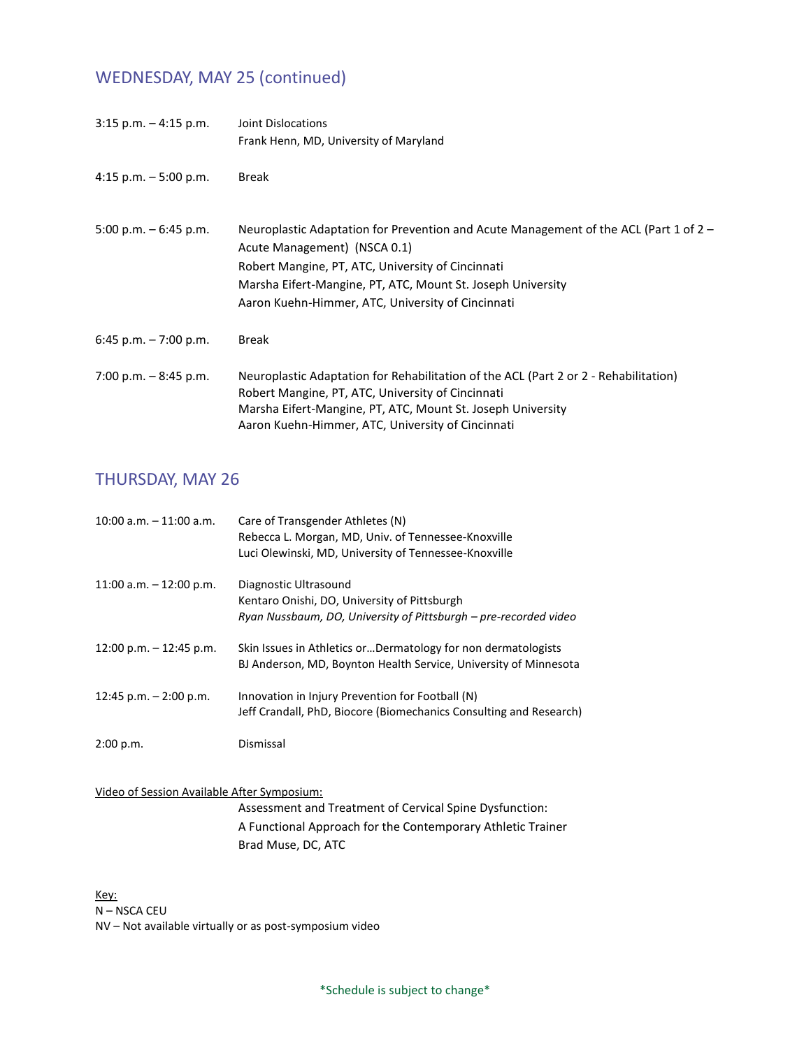## WEDNESDAY, MAY 25 (continued)

| | |
|---|---|
| 3:15 p.m. – 4:15 p.m. | Joint Dislocations<br>Frank Henn, MD, University of Maryland |
| 4:15 p.m. – 5:00 p.m. | Break |
| 5:00 p.m. – 6:45 p.m. | Neuroplastic Adaptation for Prevention and Acute Management of the ACL (Part 1 of 2 – Acute Management) (NSCA 0.1)<br>Robert Mangine, PT, ATC, University of Cincinnati<br>Marsha Eifert-Mangine, PT, ATC, Mount St. Joseph University<br>Aaron Kuehn-Himmer, ATC, University of Cincinnati |
| 6:45 p.m. – 7:00 p.m. | Break |
| 7:00 p.m. – 8:45 p.m. | Neuroplastic Adaptation for Rehabilitation of the ACL (Part 2 or 2 - Rehabilitation)<br>Robert Mangine, PT, ATC, University of Cincinnati<br>Marsha Eifert-Mangine, PT, ATC, Mount St. Joseph University<br>Aaron Kuehn-Himmer, ATC, University of Cincinnati |

## THURSDAY, MAY 26

| | |
|---|---|
| 10:00 a.m. – 11:00 a.m. | Care of Transgender Athletes (N)<br>Rebecca L. Morgan, MD, Univ. of Tennessee-Knoxville<br>Luci Olewinski, MD, University of Tennessee-Knoxville |
| 11:00 a.m. – 12:00 p.m. | Diagnostic Ultrasound<br>Kentaro Onishi, DO, University of Pittsburgh<br>*Ryan Nussbaum, DO, University of Pittsburgh – pre-recorded video* |
| 12:00 p.m. – 12:45 p.m. | Skin Issues in Athletics or…Dermatology for non dermatologists<br>BJ Anderson, MD, Boynton Health Service, University of Minnesota |
| 12:45 p.m. – 2:00 p.m. | Innovation in Injury Prevention for Football (N)<br>Jeff Crandall, PhD, Biocore (Biomechanics Consulting and Research) |
| 2:00 p.m. | Dismissal |

<u>Video of Session Available After Symposium:</u>

Assessment and Treatment of Cervical Spine Dysfunction:
A Functional Approach for the Contemporary Athletic Trainer
Brad Muse, DC, ATC

<u>Key:</u>
N – NSCA CEU
NV – Not available virtually or as post-symposium video

\*Schedule is subject to change\*